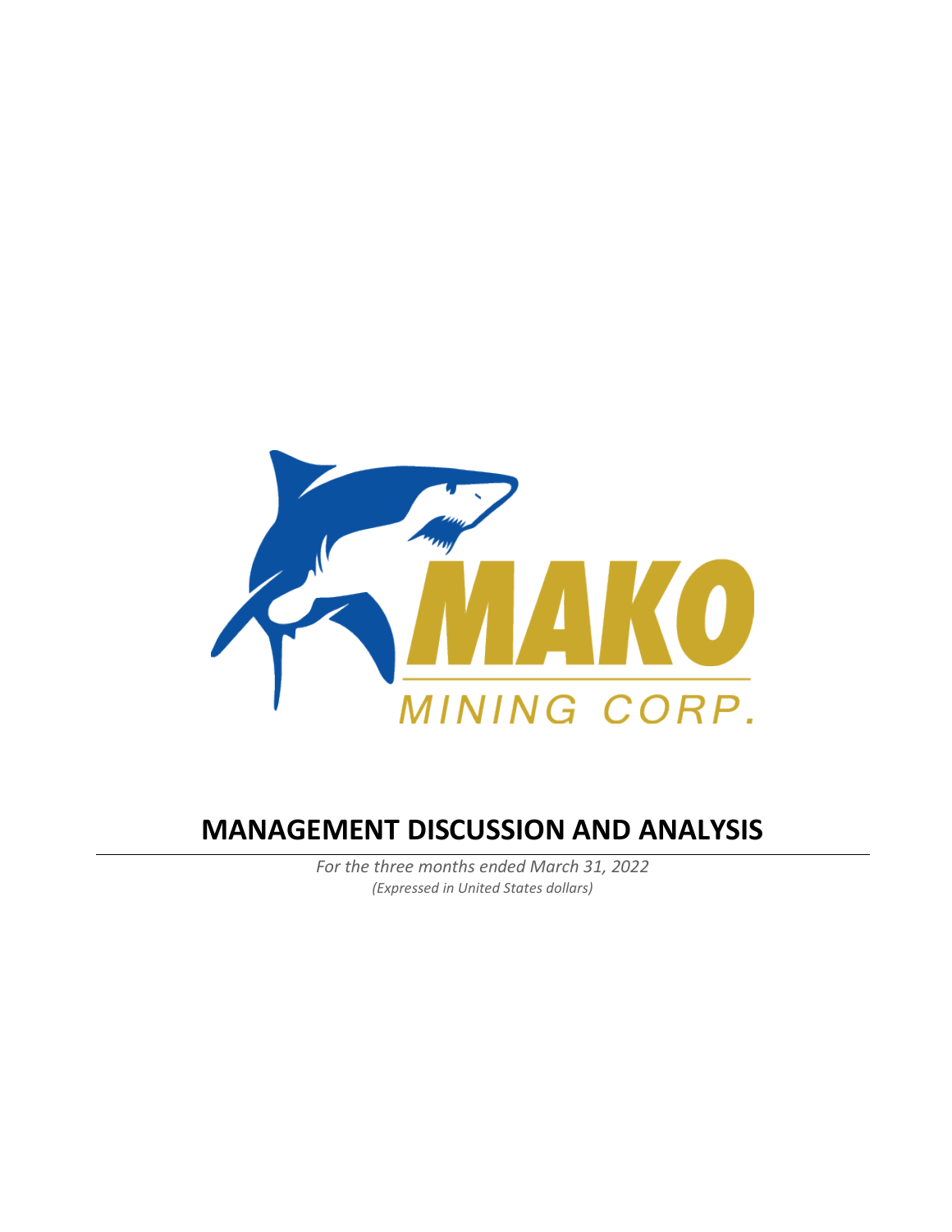MAKO

MINING CORP.

# MANAGEMENT DISCUSSION AND ANALYSIS

*For the three months ended March 31, 2022*

*(Expressed in United States dollars)*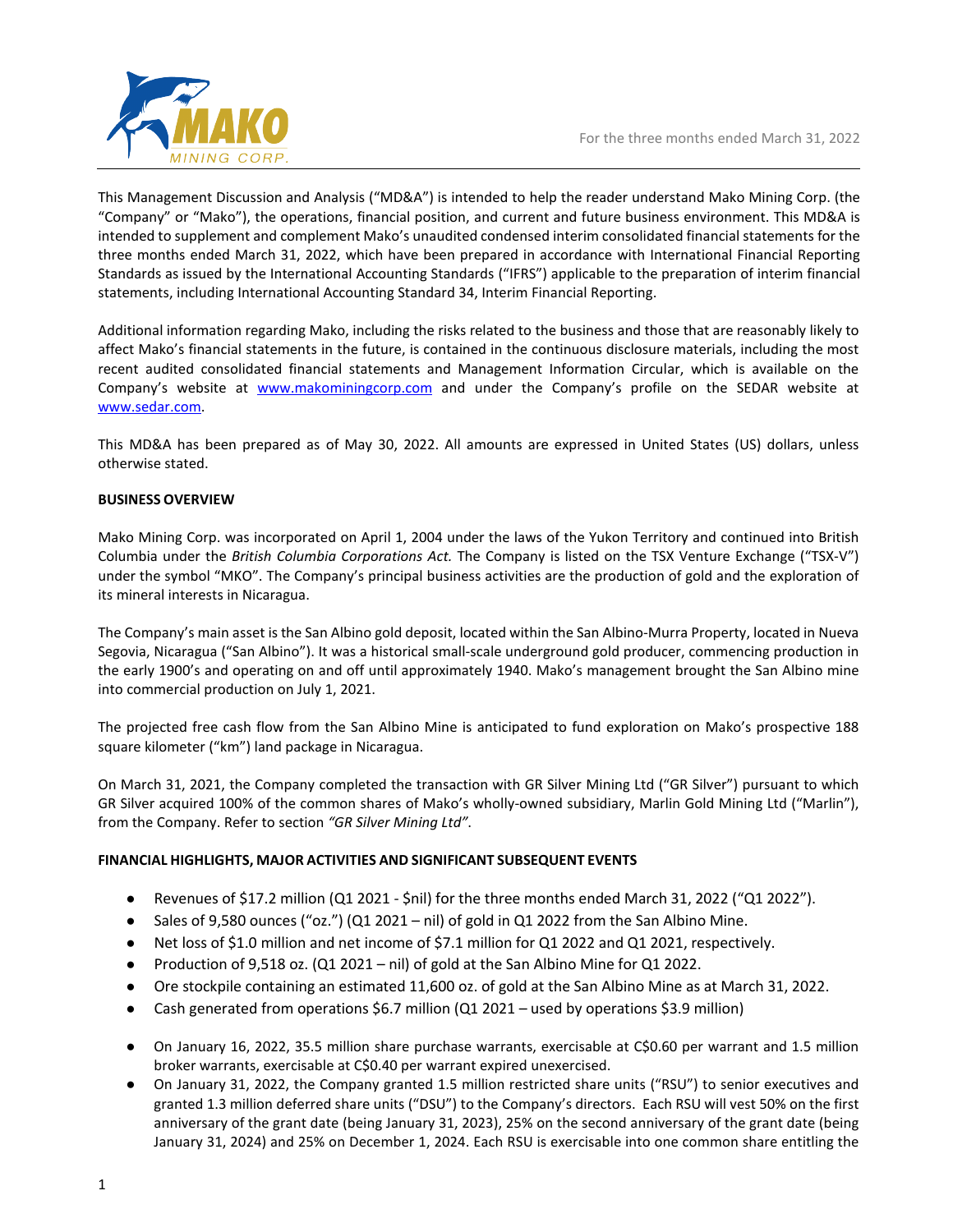This Management Discussion and Analysis ("MD&A") is intended to help the reader understand Mako Mining Corp. (the "Company" or "Mako"), the operations, financial position, and current and future business environment. This MD&A is intended to supplement and complement Mako's unaudited condensed interim consolidated financial statements for the three months ended March 31, 2022, which have been prepared in accordance with International Financial Reporting Standards as issued by the International Accounting Standards ("IFRS") applicable to the preparation of interim financial statements, including International Accounting Standard 34, Interim Financial Reporting.

Additional information regarding Mako, including the risks related to the business and those that are reasonably likely to affect Mako's financial statements in the future, is contained in the continuous disclosure materials, including the most recent audited consolidated financial statements and Management Information Circular, which is available on the Company's website at www.makominingcorp.com and under the Company's profile on the SEDAR website at www.sedar.com.

This MD&A has been prepared as of May 30, 2022. All amounts are expressed in United States (US) dollars, unless otherwise stated.

**BUSINESS OVERVIEW**

Mako Mining Corp. was incorporated on April 1, 2004 under the laws of the Yukon Territory and continued into British Columbia under the *British Columbia Corporations Act.* The Company is listed on the TSX Venture Exchange ("TSX-V") under the symbol "MKO". The Company's principal business activities are the production of gold and the exploration of its mineral interests in Nicaragua.

The Company's main asset is the San Albino gold deposit, located within the San Albino-Murra Property, located in Nueva Segovia, Nicaragua ("San Albino"). It was a historical small-scale underground gold producer, commencing production in the early 1900's and operating on and off until approximately 1940. Mako's management brought the San Albino mine into commercial production on July 1, 2021.

The projected free cash flow from the San Albino Mine is anticipated to fund exploration on Mako's prospective 188 square kilometer ("km") land package in Nicaragua.

On March 31, 2021, the Company completed the transaction with GR Silver Mining Ltd ("GR Silver") pursuant to which GR Silver acquired 100% of the common shares of Mako's wholly-owned subsidiary, Marlin Gold Mining Ltd ("Marlin"), from the Company. Refer to section *"GR Silver Mining Ltd"*.

**FINANCIAL HIGHLIGHTS, MAJOR ACTIVITIES AND SIGNIFICANT SUBSEQUENT EVENTS**

- Revenues of $17.2 million (Q1 2021 - $nil) for the three months ended March 31, 2022 ("Q1 2022").
- Sales of 9,580 ounces ("oz.") (Q1 2021 – nil) of gold in Q1 2022 from the San Albino Mine.
- Net loss of $1.0 million and net income of $7.1 million for Q1 2022 and Q1 2021, respectively.
- Production of 9,518 oz. (Q1 2021 – nil) of gold at the San Albino Mine for Q1 2022.
- Ore stockpile containing an estimated 11,600 oz. of gold at the San Albino Mine as at March 31, 2022.
- Cash generated from operations $6.7 million (Q1 2021 – used by operations $3.9 million)

- On January 16, 2022, 35.5 million share purchase warrants, exercisable at C$0.60 per warrant and 1.5 million broker warrants, exercisable at C$0.40 per warrant expired unexercised.
- On January 31, 2022, the Company granted 1.5 million restricted share units ("RSU") to senior executives and granted 1.3 million deferred share units ("DSU") to the Company's directors. Each RSU will vest 50% on the first anniversary of the grant date (being January 31, 2023), 25% on the second anniversary of the grant date (being January 31, 2024) and 25% on December 1, 2024. Each RSU is exercisable into one common share entitling the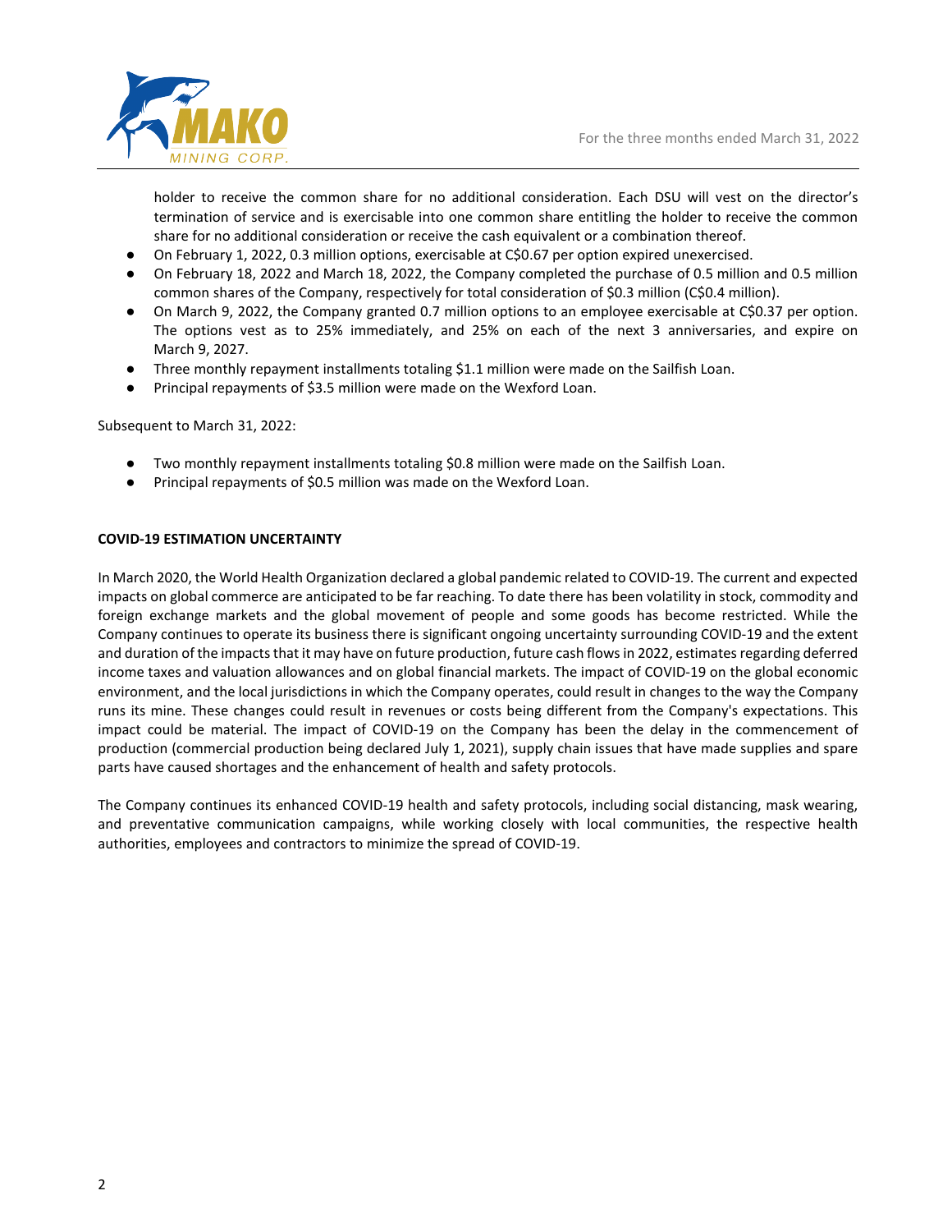holder to receive the common share for no additional consideration. Each DSU will vest on the director's termination of service and is exercisable into one common share entitling the holder to receive the common share for no additional consideration or receive the cash equivalent or a combination thereof.

- On February 1, 2022, 0.3 million options, exercisable at C$0.67 per option expired unexercised.
- On February 18, 2022 and March 18, 2022, the Company completed the purchase of 0.5 million and 0.5 million common shares of the Company, respectively for total consideration of $0.3 million (C$0.4 million).
- On March 9, 2022, the Company granted 0.7 million options to an employee exercisable at C$0.37 per option. The options vest as to 25% immediately, and 25% on each of the next 3 anniversaries, and expire on March 9, 2027.
- Three monthly repayment installments totaling $1.1 million were made on the Sailfish Loan.
- Principal repayments of $3.5 million were made on the Wexford Loan.

Subsequent to March 31, 2022:

- Two monthly repayment installments totaling $0.8 million were made on the Sailfish Loan.
- Principal repayments of $0.5 million was made on the Wexford Loan.

## COVID-19 ESTIMATION UNCERTAINTY

In March 2020, the World Health Organization declared a global pandemic related to COVID-19. The current and expected impacts on global commerce are anticipated to be far reaching. To date there has been volatility in stock, commodity and foreign exchange markets and the global movement of people and some goods has become restricted. While the Company continues to operate its business there is significant ongoing uncertainty surrounding COVID-19 and the extent and duration of the impacts that it may have on future production, future cash flows in 2022, estimates regarding deferred income taxes and valuation allowances and on global financial markets. The impact of COVID-19 on the global economic environment, and the local jurisdictions in which the Company operates, could result in changes to the way the Company runs its mine. These changes could result in revenues or costs being different from the Company's expectations. This impact could be material. The impact of COVID-19 on the Company has been the delay in the commencement of production (commercial production being declared July 1, 2021), supply chain issues that have made supplies and spare parts have caused shortages and the enhancement of health and safety protocols.

The Company continues its enhanced COVID-19 health and safety protocols, including social distancing, mask wearing, and preventative communication campaigns, while working closely with local communities, the respective health authorities, employees and contractors to minimize the spread of COVID-19.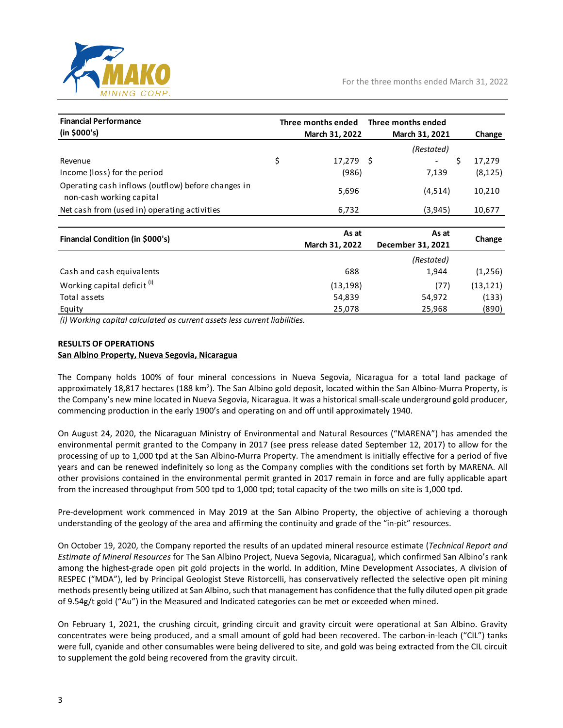| Financial Performance (in $000's) | Three months ended March 31, 2022 | Three months ended March 31, 2021 | Change |
|---|---|---|---|
| | | *(Restated)* | |
| Revenue | $ 17,279 | $ - | $ 17,279 |
| Income (loss) for the period | (986) | 7,139 | (8,125) |
| Operating cash inflows (outflow) before changes in non-cash working capital | 5,696 | (4,514) | 10,210 |
| Net cash from (used in) operating activities | 6,732 | (3,945) | 10,677 |

| Financial Condition (in $000's) | As at March 31, 2022 | As at December 31, 2021 | Change |
|---|---|---|---|
| | | *(Restated)* | |
| Cash and cash equivalents | 688 | 1,944 | (1,256) |
| Working capital deficit [(i)] | (13,198) | (77) | (13,121) |
| Total assets | 54,839 | 54,972 | (133) |
| Equity | 25,078 | 25,968 | (890) |

*(i) Working capital calculated as current assets less current liabilities.*

**RESULTS OF OPERATIONS**

**San Albino Property, Nueva Segovia, Nicaragua**

The Company holds 100% of four mineral concessions in Nueva Segovia, Nicaragua for a total land package of approximately 18,817 hectares (188 km$^2$). The San Albino gold deposit, located within the San Albino-Murra Property, is the Company's new mine located in Nueva Segovia, Nicaragua. It was a historical small-scale underground gold producer, commencing production in the early 1900's and operating on and off until approximately 1940.

On August 24, 2020, the Nicaraguan Ministry of Environmental and Natural Resources ("MARENA") has amended the environmental permit granted to the Company in 2017 (see press release dated September 12, 2017) to allow for the processing of up to 1,000 tpd at the San Albino-Murra Property. The amendment is initially effective for a period of five years and can be renewed indefinitely so long as the Company complies with the conditions set forth by MARENA. All other provisions contained in the environmental permit granted in 2017 remain in force and are fully applicable apart from the increased throughput from 500 tpd to 1,000 tpd; total capacity of the two mills on site is 1,000 tpd.

Pre-development work commenced in May 2019 at the San Albino Property, the objective of achieving a thorough understanding of the geology of the area and affirming the continuity and grade of the "in-pit" resources.

On October 19, 2020, the Company reported the results of an updated mineral resource estimate (*Technical Report and Estimate of Mineral Resources* for The San Albino Project, Nueva Segovia, Nicaragua), which confirmed San Albino's rank among the highest-grade open pit gold projects in the world. In addition, Mine Development Associates, A division of RESPEC ("MDA"), led by Principal Geologist Steve Ristorcelli, has conservatively reflected the selective open pit mining methods presently being utilized at San Albino, such that management has confidence that the fully diluted open pit grade of 9.54g/t gold ("Au") in the Measured and Indicated categories can be met or exceeded when mined.

On February 1, 2021, the crushing circuit, grinding circuit and gravity circuit were operational at San Albino. Gravity concentrates were being produced, and a small amount of gold had been recovered. The carbon-in-leach ("CIL") tanks were full, cyanide and other consumables were being delivered to site, and gold was being extracted from the CIL circuit to supplement the gold being recovered from the gravity circuit.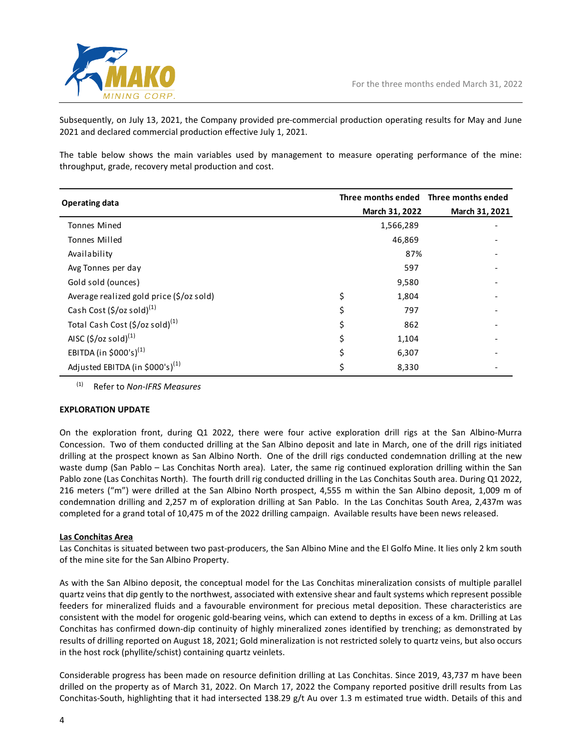Subsequently, on July 13, 2021, the Company provided pre-commercial production operating results for May and June 2021 and declared commercial production effective July 1, 2021.

The table below shows the main variables used by management to measure operating performance of the mine: throughput, grade, recovery metal production and cost.

| Operating data | | Three months ended March 31, 2022 | Three months ended March 31, 2021 |
|---|---|---|---|
| Tonnes Mined | | 1,566,289 | - |
| Tonnes Milled | | 46,869 | - |
| Availability | | 87% | - |
| Avg Tonnes per day | | 597 | - |
| Gold sold (ounces) | | 9,580 | - |
| Average realized gold price ($/oz sold) | $ | 1,804 | - |
| Cash Cost ($/oz sold)[1] | $ | 797 | - |
| Total Cash Cost ($/oz sold)[1] | $ | 862 | - |
| AISC ($/oz sold)[1] | $ | 1,104 | - |
| EBITDA (in $000's)[1] | $ | 6,307 | - |
| Adjusted EBITDA (in $000's)[1] | $ | 8,330 | - |

(1) Refer to *Non-IFRS Measures*

**EXPLORATION UPDATE**

On the exploration front, during Q1 2022, there were four active exploration drill rigs at the San Albino-Murra Concession. Two of them conducted drilling at the San Albino deposit and late in March, one of the drill rigs initiated drilling at the prospect known as San Albino North. One of the drill rigs conducted condemnation drilling at the new waste dump (San Pablo – Las Conchitas North area). Later, the same rig continued exploration drilling within the San Pablo zone (Las Conchitas North). The fourth drill rig conducted drilling in the Las Conchitas South area. During Q1 2022, 216 meters ("m") were drilled at the San Albino North prospect, 4,555 m within the San Albino deposit, 1,009 m of condemnation drilling and 2,257 m of exploration drilling at San Pablo. In the Las Conchitas South Area, 2,437m was completed for a grand total of 10,475 m of the 2022 drilling campaign. Available results have been news released.

**Las Conchitas Area**

Las Conchitas is situated between two past-producers, the San Albino Mine and the El Golfo Mine. It lies only 2 km south of the mine site for the San Albino Property.

As with the San Albino deposit, the conceptual model for the Las Conchitas mineralization consists of multiple parallel quartz veins that dip gently to the northwest, associated with extensive shear and fault systems which represent possible feeders for mineralized fluids and a favourable environment for precious metal deposition. These characteristics are consistent with the model for orogenic gold-bearing veins, which can extend to depths in excess of a km. Drilling at Las Conchitas has confirmed down-dip continuity of highly mineralized zones identified by trenching; as demonstrated by results of drilling reported on August 18, 2021; Gold mineralization is not restricted solely to quartz veins, but also occurs in the host rock (phyllite/schist) containing quartz veinlets.

Considerable progress has been made on resource definition drilling at Las Conchitas. Since 2019, 43,737 m have been drilled on the property as of March 31, 2022. On March 17, 2022 the Company reported positive drill results from Las Conchitas-South, highlighting that it had intersected 138.29 g/t Au over 1.3 m estimated true width. Details of this and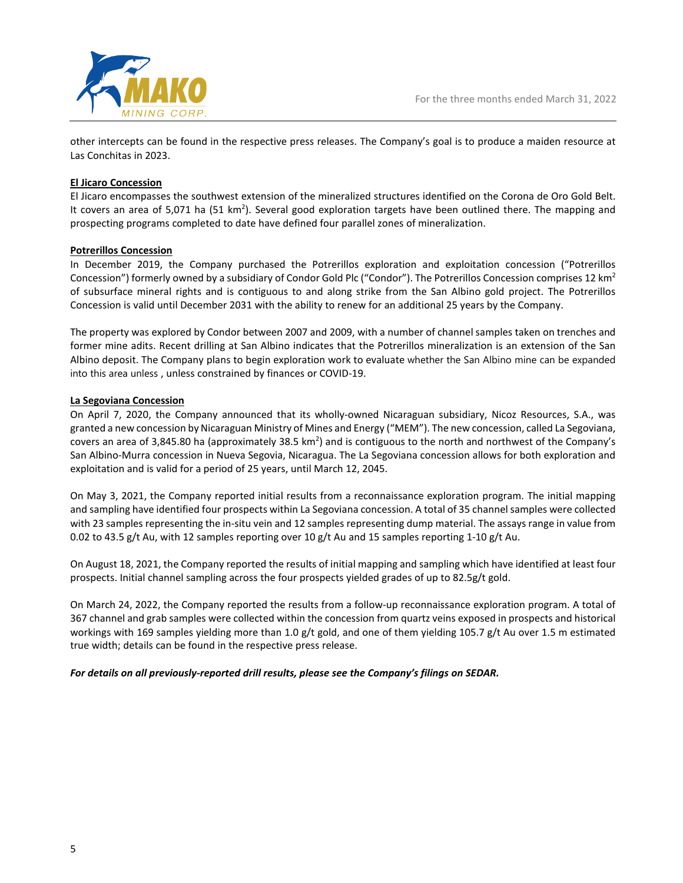other intercepts can be found in the respective press releases. The Company's goal is to produce a maiden resource at Las Conchitas in 2023.

**El Jicaro Concession**

El Jicaro encompasses the southwest extension of the mineralized structures identified on the Corona de Oro Gold Belt. It covers an area of 5,071 ha (51 km$^2$). Several good exploration targets have been outlined there. The mapping and prospecting programs completed to date have defined four parallel zones of mineralization.

**Potrerillos Concession**

In December 2019, the Company purchased the Potrerillos exploration and exploitation concession ("Potrerillos Concession") formerly owned by a subsidiary of Condor Gold Plc ("Condor"). The Potrerillos Concession comprises 12 km$^2$ of subsurface mineral rights and is contiguous to and along strike from the San Albino gold project. The Potrerillos Concession is valid until December 2031 with the ability to renew for an additional 25 years by the Company.

The property was explored by Condor between 2007 and 2009, with a number of channel samples taken on trenches and former mine adits. Recent drilling at San Albino indicates that the Potrerillos mineralization is an extension of the San Albino deposit. The Company plans to begin exploration work to evaluate whether the San Albino mine can be expanded into this area unless , unless constrained by finances or COVID-19.

**La Segoviana Concession**

On April 7, 2020, the Company announced that its wholly-owned Nicaraguan subsidiary, Nicoz Resources, S.A., was granted a new concession by Nicaraguan Ministry of Mines and Energy ("MEM"). The new concession, called La Segoviana, covers an area of 3,845.80 ha (approximately 38.5 km$^2$) and is contiguous to the north and northwest of the Company's San Albino-Murra concession in Nueva Segovia, Nicaragua. The La Segoviana concession allows for both exploration and exploitation and is valid for a period of 25 years, until March 12, 2045.

On May 3, 2021, the Company reported initial results from a reconnaissance exploration program. The initial mapping and sampling have identified four prospects within La Segoviana concession. A total of 35 channel samples were collected with 23 samples representing the in-situ vein and 12 samples representing dump material. The assays range in value from 0.02 to 43.5 g/t Au, with 12 samples reporting over 10 g/t Au and 15 samples reporting 1-10 g/t Au.

On August 18, 2021, the Company reported the results of initial mapping and sampling which have identified at least four prospects. Initial channel sampling across the four prospects yielded grades of up to 82.5g/t gold.

On March 24, 2022, the Company reported the results from a follow-up reconnaissance exploration program. A total of 367 channel and grab samples were collected within the concession from quartz veins exposed in prospects and historical workings with 169 samples yielding more than 1.0 g/t gold, and one of them yielding 105.7 g/t Au over 1.5 m estimated true width; details can be found in the respective press release.

***For details on all previously-reported drill results, please see the Company's filings on SEDAR.***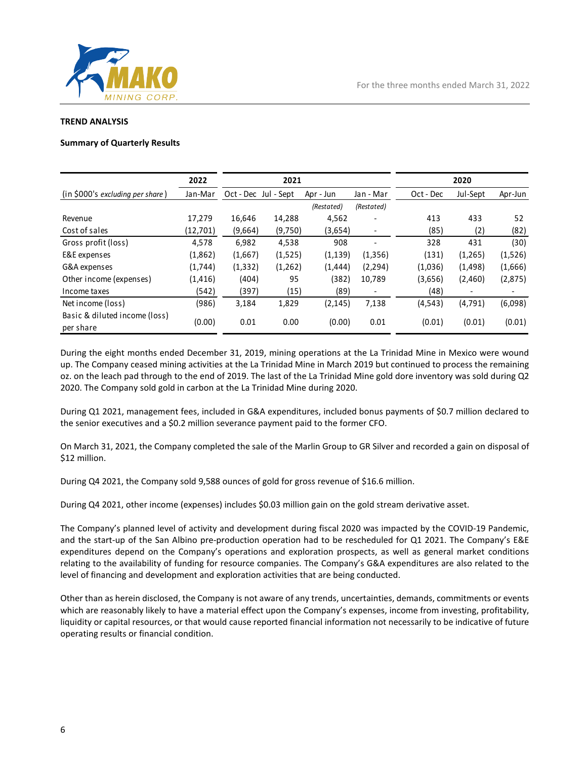**TREND ANALYSIS**

**Summary of Quarterly Results**

| | 2022 | 2021 | | | | 2020 | | |
|---|---|---|---|---|---|---|---|---|
| (in $000's *excluding per share*) | Jan-Mar | Oct - Dec | Jul - Sept | Apr - Jun | Jan - Mar | Oct - Dec | Jul-Sept | Apr-Jun |
| | | | | *(Restated)* | *(Restated)* | | | |
| Revenue | 17,279 | 16,646 | 14,288 | 4,562 | - | 413 | 433 | 52 |
| Cost of sales | (12,701) | (9,664) | (9,750) | (3,654) | - | (85) | (2) | (82) |
| Gross profit (loss) | 4,578 | 6,982 | 4,538 | 908 | - | 328 | 431 | (30) |
| E&E expenses | (1,862) | (1,667) | (1,525) | (1,139) | (1,356) | (131) | (1,265) | (1,526) |
| G&A expenses | (1,744) | (1,332) | (1,262) | (1,444) | (2,294) | (1,036) | (1,498) | (1,666) |
| Other income (expenses) | (1,416) | (404) | 95 | (382) | 10,789 | (3,656) | (2,460) | (2,875) |
| Income taxes | (542) | (397) | (15) | (89) | - | (48) | - | - |
| Net income (loss) | (986) | 3,184 | 1,829 | (2,145) | 7,138 | (4,543) | (4,791) | (6,098) |
| Basic & diluted income (loss) per share | (0.00) | 0.01 | 0.00 | (0.00) | 0.01 | (0.01) | (0.01) | (0.01) |

During the eight months ended December 31, 2019, mining operations at the La Trinidad Mine in Mexico were wound up. The Company ceased mining activities at the La Trinidad Mine in March 2019 but continued to process the remaining oz. on the leach pad through to the end of 2019. The last of the La Trinidad Mine gold dore inventory was sold during Q2 2020. The Company sold gold in carbon at the La Trinidad Mine during 2020.

During Q1 2021, management fees, included in G&A expenditures, included bonus payments of $0.7 million declared to the senior executives and a $0.2 million severance payment paid to the former CFO.

On March 31, 2021, the Company completed the sale of the Marlin Group to GR Silver and recorded a gain on disposal of $12 million.

During Q4 2021, the Company sold 9,588 ounces of gold for gross revenue of $16.6 million.

During Q4 2021, other income (expenses) includes $0.03 million gain on the gold stream derivative asset.

The Company's planned level of activity and development during fiscal 2020 was impacted by the COVID-19 Pandemic, and the start-up of the San Albino pre-production operation had to be rescheduled for Q1 2021. The Company's E&E expenditures depend on the Company's operations and exploration prospects, as well as general market conditions relating to the availability of funding for resource companies. The Company's G&A expenditures are also related to the level of financing and development and exploration activities that are being conducted.

Other than as herein disclosed, the Company is not aware of any trends, uncertainties, demands, commitments or events which are reasonably likely to have a material effect upon the Company's expenses, income from investing, profitability, liquidity or capital resources, or that would cause reported financial information not necessarily to be indicative of future operating results or financial condition.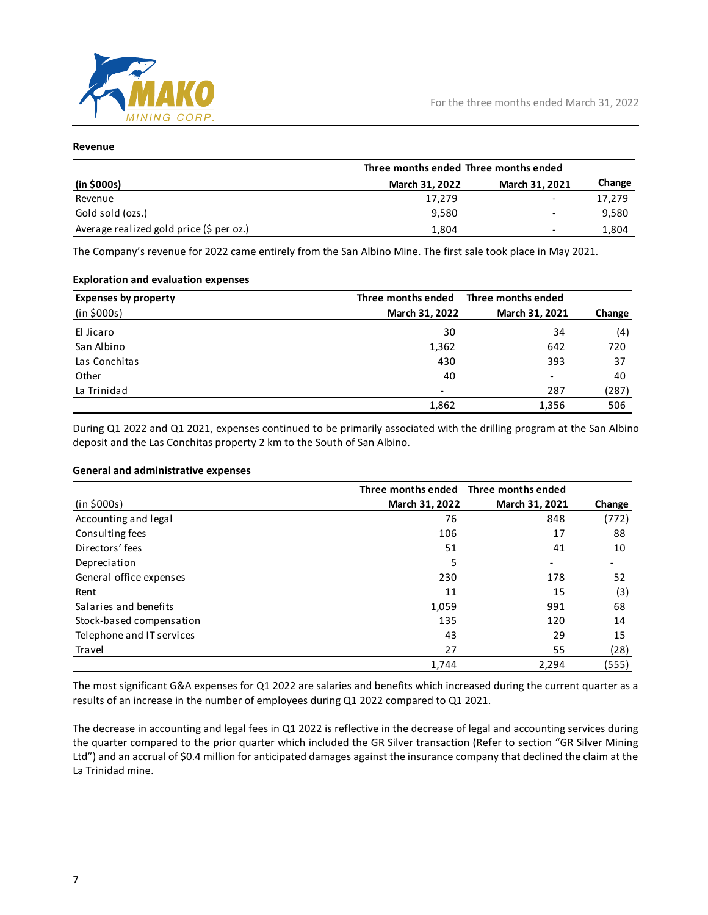### Revenue

| (in $000s) | Three months ended March 31, 2022 | Three months ended March 31, 2021 | Change |
|---|---|---|---|
| Revenue | 17,279 | - | 17,279 |
| Gold sold (ozs.) | 9,580 | - | 9,580 |
| Average realized gold price ($ per oz.) | 1,804 | - | 1,804 |

The Company's revenue for 2022 came entirely from the San Albino Mine. The first sale took place in May 2021.

### Exploration and evaluation expenses

| Expenses by property (in $000s) | Three months ended March 31, 2022 | Three months ended March 31, 2021 | Change |
|---|---|---|---|
| El Jicaro | 30 | 34 | (4) |
| San Albino | 1,362 | 642 | 720 |
| Las Conchitas | 430 | 393 | 37 |
| Other | 40 | - | 40 |
| La Trinidad | - | 287 | (287) |
| | 1,862 | 1,356 | 506 |

During Q1 2022 and Q1 2021, expenses continued to be primarily associated with the drilling program at the San Albino deposit and the Las Conchitas property 2 km to the South of San Albino.

### General and administrative expenses

| (in $000s) | Three months ended March 31, 2022 | Three months ended March 31, 2021 | Change |
|---|---|---|---|
| Accounting and legal | 76 | 848 | (772) |
| Consulting fees | 106 | 17 | 88 |
| Directors' fees | 51 | 41 | 10 |
| Depreciation | 5 | - | - |
| General office expenses | 230 | 178 | 52 |
| Rent | 11 | 15 | (3) |
| Salaries and benefits | 1,059 | 991 | 68 |
| Stock-based compensation | 135 | 120 | 14 |
| Telephone and IT services | 43 | 29 | 15 |
| Travel | 27 | 55 | (28) |
| | 1,744 | 2,294 | (555) |

The most significant G&A expenses for Q1 2022 are salaries and benefits which increased during the current quarter as a results of an increase in the number of employees during Q1 2022 compared to Q1 2021.

The decrease in accounting and legal fees in Q1 2022 is reflective in the decrease of legal and accounting services during the quarter compared to the prior quarter which included the GR Silver transaction (Refer to section "GR Silver Mining Ltd") and an accrual of $0.4 million for anticipated damages against the insurance company that declined the claim at the La Trinidad mine.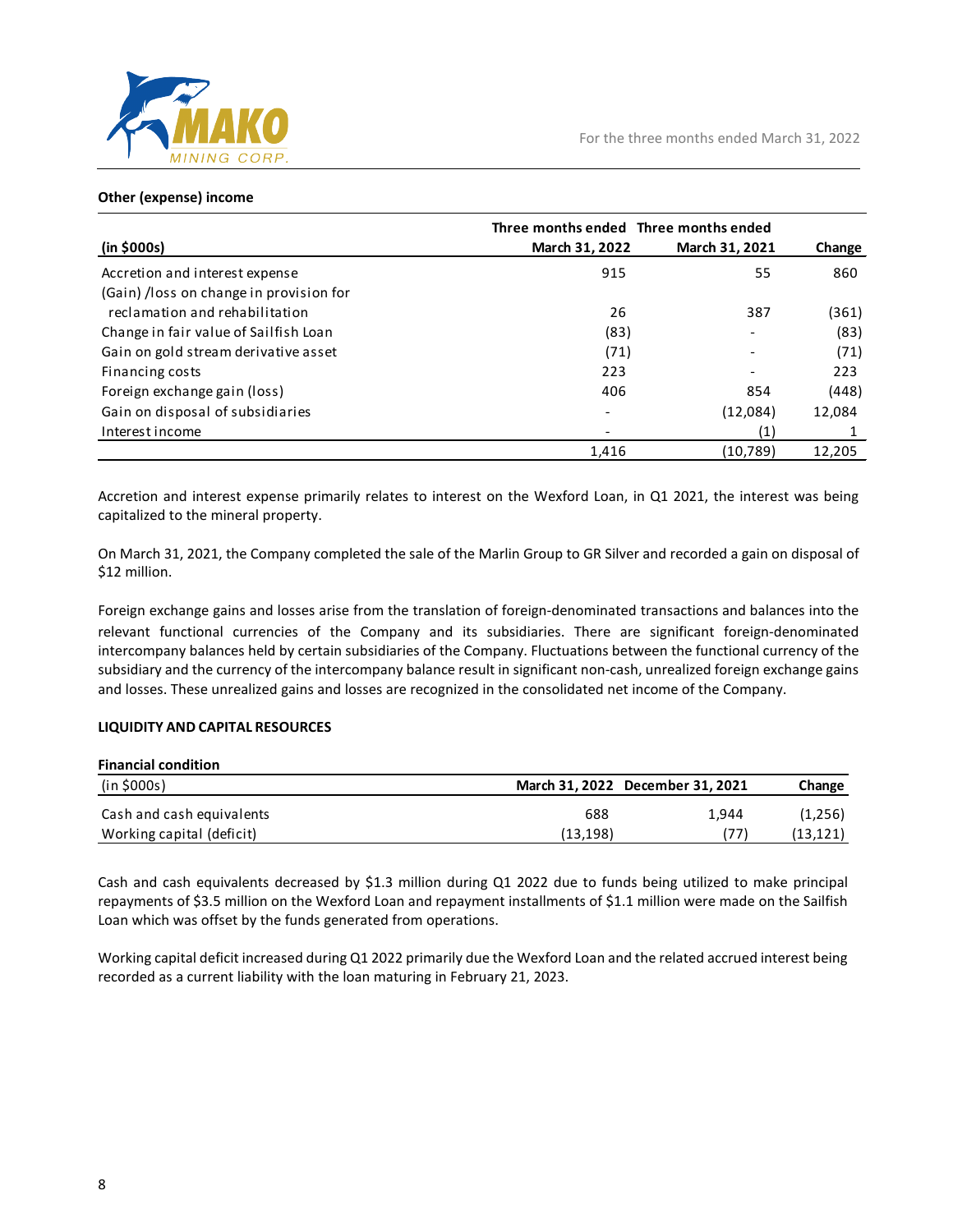**Other (expense) income**

| (in $000s) | Three months ended March 31, 2022 | Three months ended March 31, 2021 | Change |
|---|---|---|---|
| Accretion and interest expense | 915 | 55 | 860 |
| (Gain) /loss on change in provision for reclamation and rehabilitation | 26 | 387 | (361) |
| Change in fair value of Sailfish Loan | (83) | - | (83) |
| Gain on gold stream derivative asset | (71) | - | (71) |
| Financing costs | 223 | - | 223 |
| Foreign exchange gain (loss) | 406 | 854 | (448) |
| Gain on disposal of subsidiaries | - | (12,084) | 12,084 |
| Interest income | - | (1) | 1 |
| | 1,416 | (10,789) | 12,205 |

Accretion and interest expense primarily relates to interest on the Wexford Loan, in Q1 2021, the interest was being capitalized to the mineral property.

On March 31, 2021, the Company completed the sale of the Marlin Group to GR Silver and recorded a gain on disposal of $12 million.

Foreign exchange gains and losses arise from the translation of foreign-denominated transactions and balances into the relevant functional currencies of the Company and its subsidiaries. There are significant foreign-denominated intercompany balances held by certain subsidiaries of the Company. Fluctuations between the functional currency of the subsidiary and the currency of the intercompany balance result in significant non-cash, unrealized foreign exchange gains and losses. These unrealized gains and losses are recognized in the consolidated net income of the Company.

## LIQUIDITY AND CAPITAL RESOURCES

**Financial condition**

| (in $000s) | March 31, 2022 | December 31, 2021 | Change |
|---|---|---|---|
| Cash and cash equivalents | 688 | 1,944 | (1,256) |
| Working capital (deficit) | (13,198) | (77) | (13,121) |

Cash and cash equivalents decreased by $1.3 million during Q1 2022 due to funds being utilized to make principal repayments of $3.5 million on the Wexford Loan and repayment installments of $1.1 million were made on the Sailfish Loan which was offset by the funds generated from operations.

Working capital deficit increased during Q1 2022 primarily due the Wexford Loan and the related accrued interest being recorded as a current liability with the loan maturing in February 21, 2023.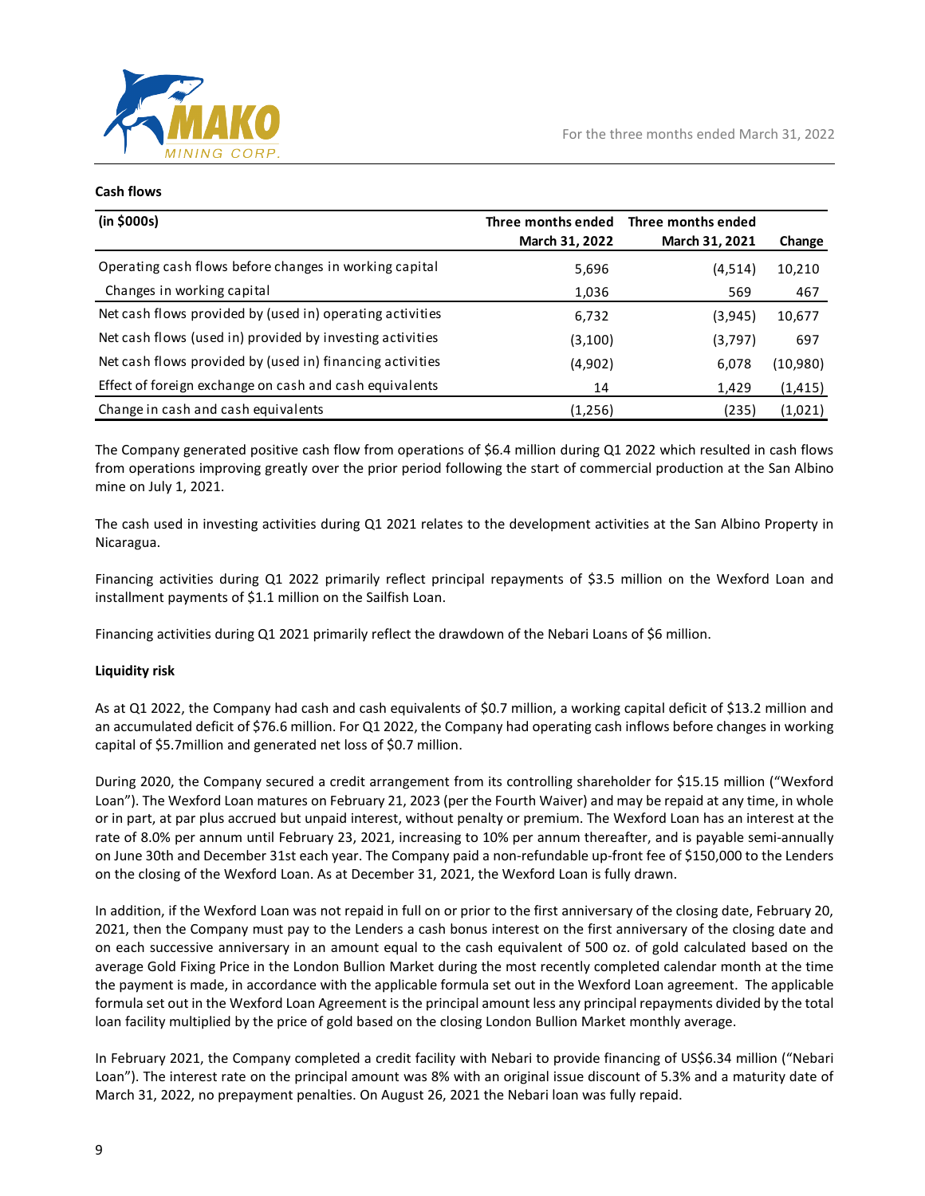**Cash flows**

| (in $000s) | Three months ended March 31, 2022 | Three months ended March 31, 2021 | Change |
|---|---|---|---|
| Operating cash flows before changes in working capital | 5,696 | (4,514) | 10,210 |
| Changes in working capital | 1,036 | 569 | 467 |
| Net cash flows provided by (used in) operating activities | 6,732 | (3,945) | 10,677 |
| Net cash flows (used in) provided by investing activities | (3,100) | (3,797) | 697 |
| Net cash flows provided by (used in) financing activities | (4,902) | 6,078 | (10,980) |
| Effect of foreign exchange on cash and cash equivalents | 14 | 1,429 | (1,415) |
| Change in cash and cash equivalents | (1,256) | (235) | (1,021) |

The Company generated positive cash flow from operations of $6.4 million during Q1 2022 which resulted in cash flows from operations improving greatly over the prior period following the start of commercial production at the San Albino mine on July 1, 2021.

The cash used in investing activities during Q1 2021 relates to the development activities at the San Albino Property in Nicaragua.

Financing activities during Q1 2022 primarily reflect principal repayments of $3.5 million on the Wexford Loan and installment payments of $1.1 million on the Sailfish Loan.

Financing activities during Q1 2021 primarily reflect the drawdown of the Nebari Loans of $6 million.

**Liquidity risk**

As at Q1 2022, the Company had cash and cash equivalents of $0.7 million, a working capital deficit of $13.2 million and an accumulated deficit of $76.6 million. For Q1 2022, the Company had operating cash inflows before changes in working capital of $5.7million and generated net loss of $0.7 million.

During 2020, the Company secured a credit arrangement from its controlling shareholder for $15.15 million ("Wexford Loan"). The Wexford Loan matures on February 21, 2023 (per the Fourth Waiver) and may be repaid at any time, in whole or in part, at par plus accrued but unpaid interest, without penalty or premium. The Wexford Loan has an interest at the rate of 8.0% per annum until February 23, 2021, increasing to 10% per annum thereafter, and is payable semi-annually on June 30th and December 31st each year. The Company paid a non-refundable up-front fee of $150,000 to the Lenders on the closing of the Wexford Loan. As at December 31, 2021, the Wexford Loan is fully drawn.

In addition, if the Wexford Loan was not repaid in full on or prior to the first anniversary of the closing date, February 20, 2021, then the Company must pay to the Lenders a cash bonus interest on the first anniversary of the closing date and on each successive anniversary in an amount equal to the cash equivalent of 500 oz. of gold calculated based on the average Gold Fixing Price in the London Bullion Market during the most recently completed calendar month at the time the payment is made, in accordance with the applicable formula set out in the Wexford Loan agreement. The applicable formula set out in the Wexford Loan Agreement is the principal amount less any principal repayments divided by the total loan facility multiplied by the price of gold based on the closing London Bullion Market monthly average.

In February 2021, the Company completed a credit facility with Nebari to provide financing of US$6.34 million ("Nebari Loan"). The interest rate on the principal amount was 8% with an original issue discount of 5.3% and a maturity date of March 31, 2022, no prepayment penalties. On August 26, 2021 the Nebari loan was fully repaid.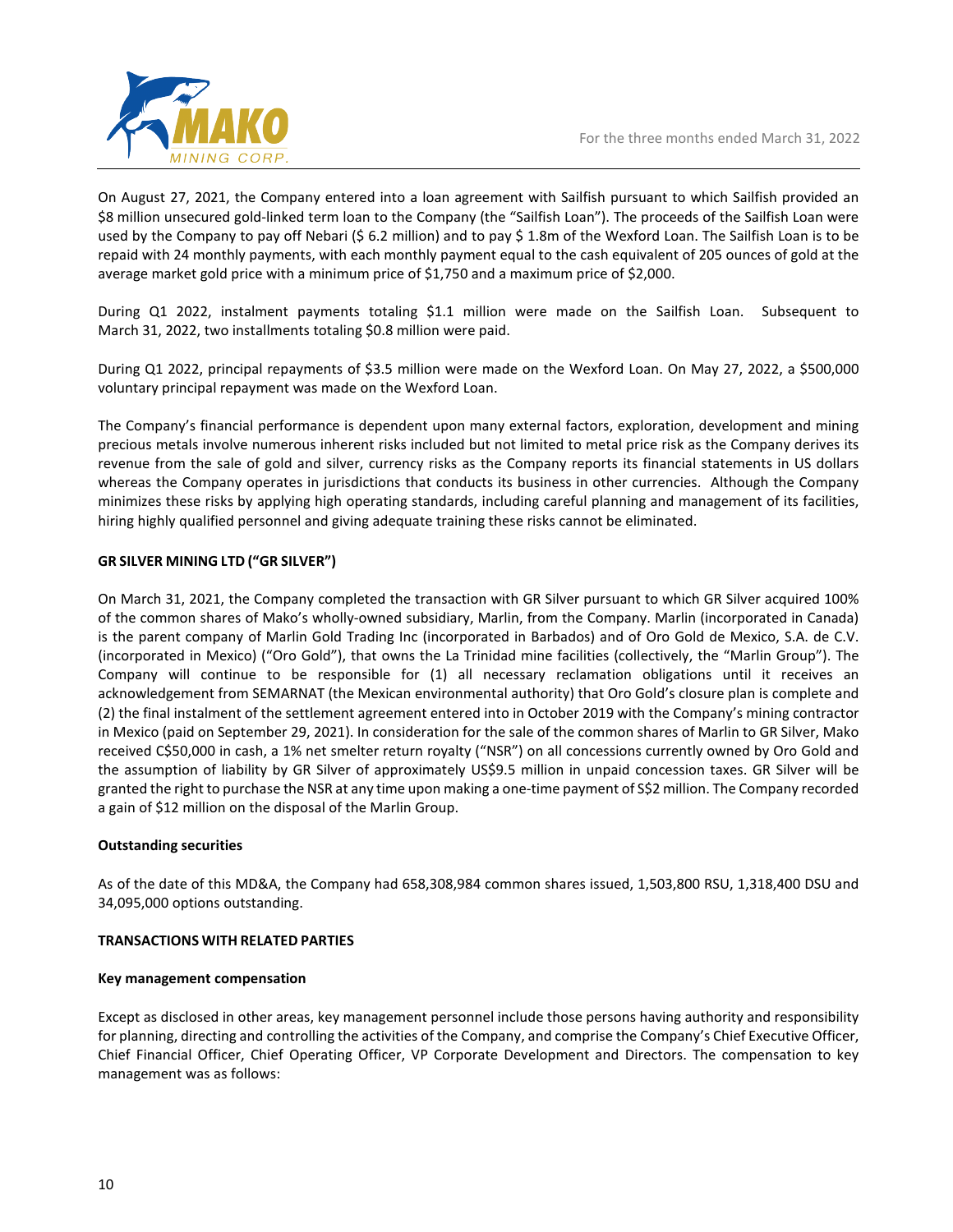On August 27, 2021, the Company entered into a loan agreement with Sailfish pursuant to which Sailfish provided an $8 million unsecured gold-linked term loan to the Company (the "Sailfish Loan"). The proceeds of the Sailfish Loan were used by the Company to pay off Nebari ($ 6.2 million) and to pay $ 1.8m of the Wexford Loan. The Sailfish Loan is to be repaid with 24 monthly payments, with each monthly payment equal to the cash equivalent of 205 ounces of gold at the average market gold price with a minimum price of $1,750 and a maximum price of $2,000.

During Q1 2022, instalment payments totaling $1.1 million were made on the Sailfish Loan. Subsequent to March 31, 2022, two installments totaling $0.8 million were paid.

During Q1 2022, principal repayments of $3.5 million were made on the Wexford Loan. On May 27, 2022, a $500,000 voluntary principal repayment was made on the Wexford Loan.

The Company's financial performance is dependent upon many external factors, exploration, development and mining precious metals involve numerous inherent risks included but not limited to metal price risk as the Company derives its revenue from the sale of gold and silver, currency risks as the Company reports its financial statements in US dollars whereas the Company operates in jurisdictions that conducts its business in other currencies. Although the Company minimizes these risks by applying high operating standards, including careful planning and management of its facilities, hiring highly qualified personnel and giving adequate training these risks cannot be eliminated.

**GR SILVER MINING LTD ("GR SILVER")**

On March 31, 2021, the Company completed the transaction with GR Silver pursuant to which GR Silver acquired 100% of the common shares of Mako's wholly-owned subsidiary, Marlin, from the Company. Marlin (incorporated in Canada) is the parent company of Marlin Gold Trading Inc (incorporated in Barbados) and of Oro Gold de Mexico, S.A. de C.V. (incorporated in Mexico) ("Oro Gold"), that owns the La Trinidad mine facilities (collectively, the "Marlin Group"). The Company will continue to be responsible for (1) all necessary reclamation obligations until it receives an acknowledgement from SEMARNAT (the Mexican environmental authority) that Oro Gold's closure plan is complete and (2) the final instalment of the settlement agreement entered into in October 2019 with the Company's mining contractor in Mexico (paid on September 29, 2021). In consideration for the sale of the common shares of Marlin to GR Silver, Mako received C$50,000 in cash, a 1% net smelter return royalty ("NSR") on all concessions currently owned by Oro Gold and the assumption of liability by GR Silver of approximately US$9.5 million in unpaid concession taxes. GR Silver will be granted the right to purchase the NSR at any time upon making a one-time payment of S$2 million. The Company recorded a gain of $12 million on the disposal of the Marlin Group.

**Outstanding securities**

As of the date of this MD&A, the Company had 658,308,984 common shares issued, 1,503,800 RSU, 1,318,400 DSU and 34,095,000 options outstanding.

**TRANSACTIONS WITH RELATED PARTIES**

**Key management compensation**

Except as disclosed in other areas, key management personnel include those persons having authority and responsibility for planning, directing and controlling the activities of the Company, and comprise the Company's Chief Executive Officer, Chief Financial Officer, Chief Operating Officer, VP Corporate Development and Directors. The compensation to key management was as follows: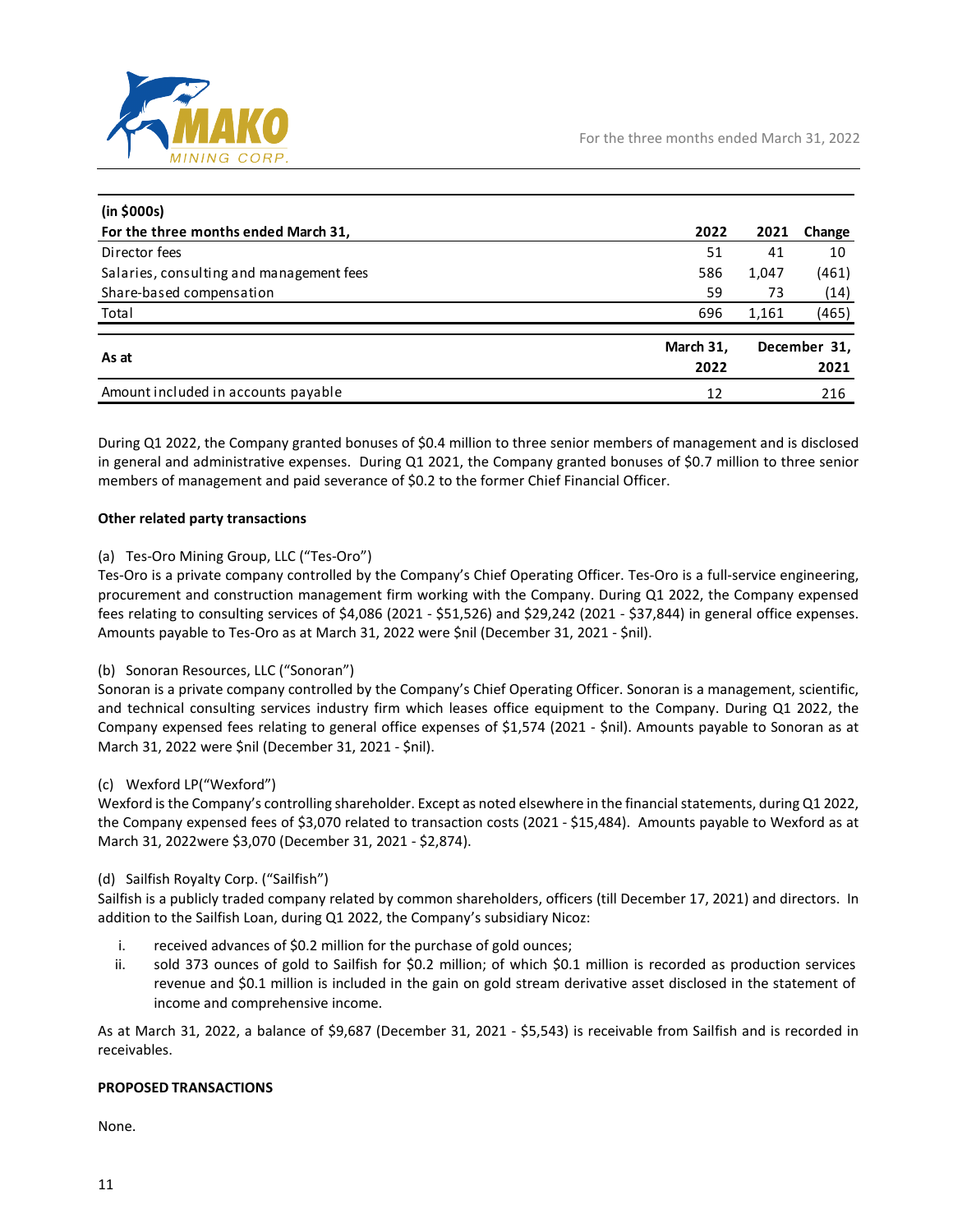| (in $000s) | | | |
|---|---|---|---|
| **For the three months ended March 31,** | **2022** | **2021** | **Change** |
| Director fees | 51 | 41 | 10 |
| Salaries, consulting and management fees | 586 | 1,047 | (461) |
| Share-based compensation | 59 | 73 | (14) |
| Total | 696 | 1,161 | (465) |

| As at | March 31, 2022 | December 31, 2021 |
|---|---|---|
| Amount included in accounts payable | 12 | 216 |

During Q1 2022, the Company granted bonuses of $0.4 million to three senior members of management and is disclosed in general and administrative expenses. During Q1 2021, the Company granted bonuses of $0.7 million to three senior members of management and paid severance of $0.2 to the former Chief Financial Officer.

**Other related party transactions**

(a) Tes-Oro Mining Group, LLC ("Tes-Oro")
Tes-Oro is a private company controlled by the Company's Chief Operating Officer. Tes-Oro is a full-service engineering, procurement and construction management firm working with the Company. During Q1 2022, the Company expensed fees relating to consulting services of $4,086 (2021 - $51,526) and $29,242 (2021 - $37,844) in general office expenses. Amounts payable to Tes-Oro as at March 31, 2022 were $nil (December 31, 2021 - $nil).

(b) Sonoran Resources, LLC ("Sonoran")
Sonoran is a private company controlled by the Company's Chief Operating Officer. Sonoran is a management, scientific, and technical consulting services industry firm which leases office equipment to the Company. During Q1 2022, the Company expensed fees relating to general office expenses of $1,574 (2021 - $nil). Amounts payable to Sonoran as at March 31, 2022 were $nil (December 31, 2021 - $nil).

(c) Wexford LP("Wexford")
Wexford is the Company's controlling shareholder. Except as noted elsewhere in the financial statements, during Q1 2022, the Company expensed fees of $3,070 related to transaction costs (2021 - $15,484). Amounts payable to Wexford as at March 31, 2022were $3,070 (December 31, 2021 - $2,874).

(d) Sailfish Royalty Corp. ("Sailfish")
Sailfish is a publicly traded company related by common shareholders, officers (till December 17, 2021) and directors. In addition to the Sailfish Loan, during Q1 2022, the Company's subsidiary Nicoz:

i. received advances of $0.2 million for the purchase of gold ounces;
ii. sold 373 ounces of gold to Sailfish for $0.2 million; of which $0.1 million is recorded as production services revenue and $0.1 million is included in the gain on gold stream derivative asset disclosed in the statement of income and comprehensive income.

As at March 31, 2022, a balance of $9,687 (December 31, 2021 - $5,543) is receivable from Sailfish and is recorded in receivables.

**PROPOSED TRANSACTIONS**

None.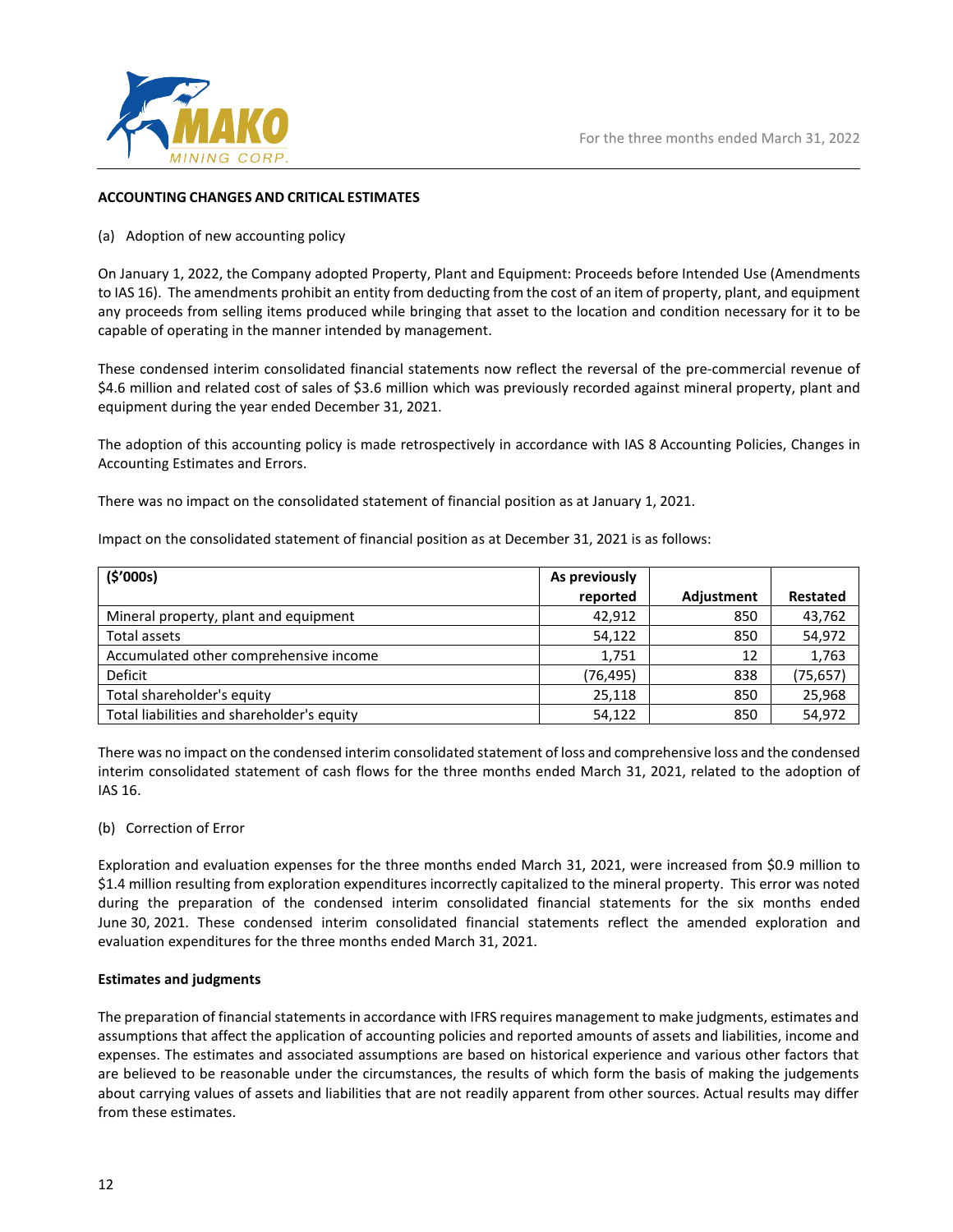## ACCOUNTING CHANGES AND CRITICAL ESTIMATES

(a) Adoption of new accounting policy

On January 1, 2022, the Company adopted Property, Plant and Equipment: Proceeds before Intended Use (Amendments to IAS 16). The amendments prohibit an entity from deducting from the cost of an item of property, plant, and equipment any proceeds from selling items produced while bringing that asset to the location and condition necessary for it to be capable of operating in the manner intended by management.

These condensed interim consolidated financial statements now reflect the reversal of the pre-commercial revenue of $4.6 million and related cost of sales of $3.6 million which was previously recorded against mineral property, plant and equipment during the year ended December 31, 2021.

The adoption of this accounting policy is made retrospectively in accordance with IAS 8 Accounting Policies, Changes in Accounting Estimates and Errors.

There was no impact on the consolidated statement of financial position as at January 1, 2021.

Impact on the consolidated statement of financial position as at December 31, 2021 is as follows:

| ($'000s) | As previously reported | Adjustment | Restated |
|---|---|---|---|
| Mineral property, plant and equipment | 42,912 | 850 | 43,762 |
| Total assets | 54,122 | 850 | 54,972 |
| Accumulated other comprehensive income | 1,751 | 12 | 1,763 |
| Deficit | (76,495) | 838 | (75,657) |
| Total shareholder's equity | 25,118 | 850 | 25,968 |
| Total liabilities and shareholder's equity | 54,122 | 850 | 54,972 |

There was no impact on the condensed interim consolidated statement of loss and comprehensive loss and the condensed interim consolidated statement of cash flows for the three months ended March 31, 2021, related to the adoption of IAS 16.

(b) Correction of Error

Exploration and evaluation expenses for the three months ended March 31, 2021, were increased from $0.9 million to $1.4 million resulting from exploration expenditures incorrectly capitalized to the mineral property. This error was noted during the preparation of the condensed interim consolidated financial statements for the six months ended June 30, 2021. These condensed interim consolidated financial statements reflect the amended exploration and evaluation expenditures for the three months ended March 31, 2021.

### Estimates and judgments

The preparation of financial statements in accordance with IFRS requires management to make judgments, estimates and assumptions that affect the application of accounting policies and reported amounts of assets and liabilities, income and expenses. The estimates and associated assumptions are based on historical experience and various other factors that are believed to be reasonable under the circumstances, the results of which form the basis of making the judgements about carrying values of assets and liabilities that are not readily apparent from other sources. Actual results may differ from these estimates.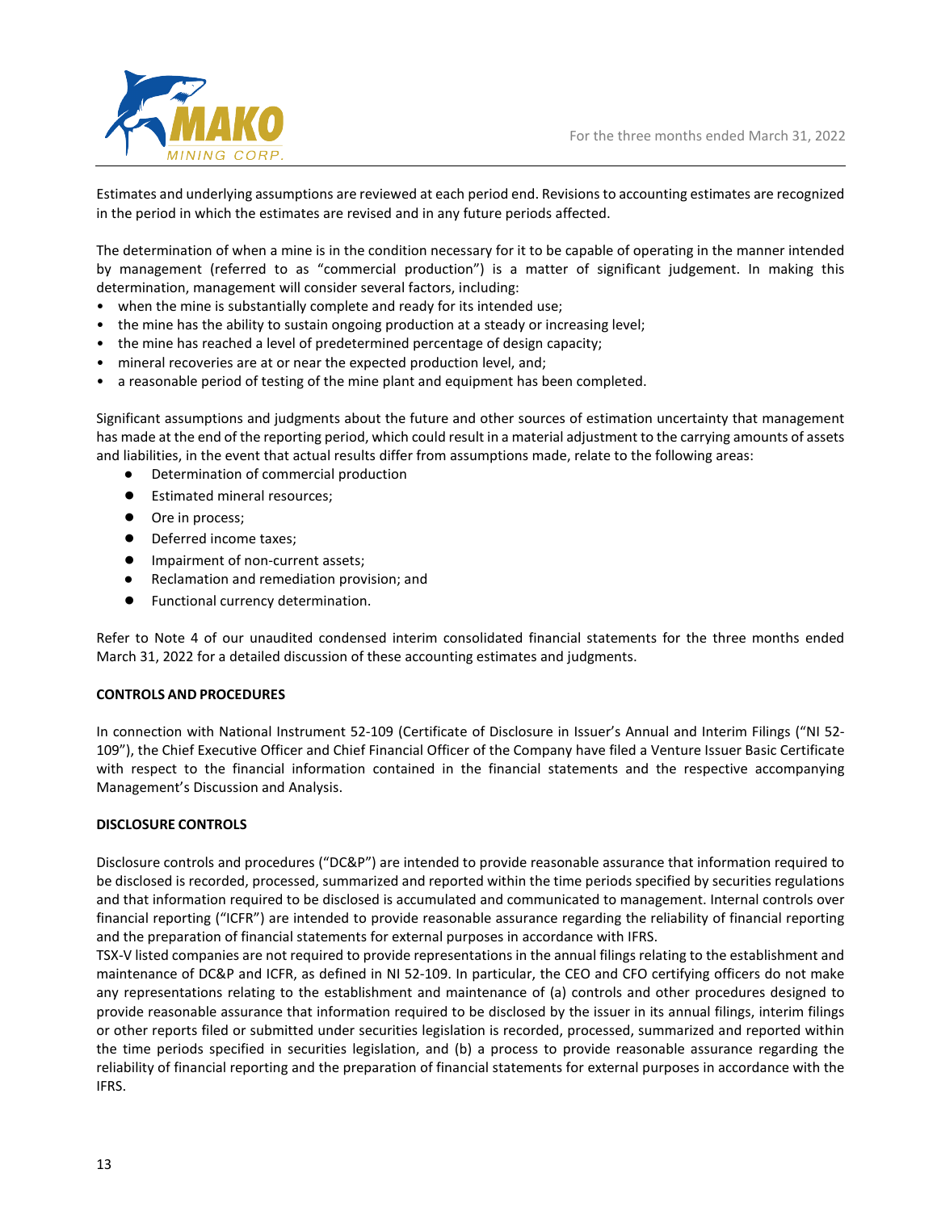Estimates and underlying assumptions are reviewed at each period end. Revisions to accounting estimates are recognized in the period in which the estimates are revised and in any future periods affected.

The determination of when a mine is in the condition necessary for it to be capable of operating in the manner intended by management (referred to as "commercial production") is a matter of significant judgement. In making this determination, management will consider several factors, including:

- when the mine is substantially complete and ready for its intended use;
- the mine has the ability to sustain ongoing production at a steady or increasing level;
- the mine has reached a level of predetermined percentage of design capacity;
- mineral recoveries are at or near the expected production level, and;
- a reasonable period of testing of the mine plant and equipment has been completed.

Significant assumptions and judgments about the future and other sources of estimation uncertainty that management has made at the end of the reporting period, which could result in a material adjustment to the carrying amounts of assets and liabilities, in the event that actual results differ from assumptions made, relate to the following areas:

- Determination of commercial production
- Estimated mineral resources;
- Ore in process;
- Deferred income taxes;
- Impairment of non-current assets;
- Reclamation and remediation provision; and
- Functional currency determination.

Refer to Note 4 of our unaudited condensed interim consolidated financial statements for the three months ended March 31, 2022 for a detailed discussion of these accounting estimates and judgments.

**CONTROLS AND PROCEDURES**

In connection with National Instrument 52-109 (Certificate of Disclosure in Issuer's Annual and Interim Filings ("NI 52-109"), the Chief Executive Officer and Chief Financial Officer of the Company have filed a Venture Issuer Basic Certificate with respect to the financial information contained in the financial statements and the respective accompanying Management's Discussion and Analysis.

**DISCLOSURE CONTROLS**

Disclosure controls and procedures ("DC&P") are intended to provide reasonable assurance that information required to be disclosed is recorded, processed, summarized and reported within the time periods specified by securities regulations and that information required to be disclosed is accumulated and communicated to management. Internal controls over financial reporting ("ICFR") are intended to provide reasonable assurance regarding the reliability of financial reporting and the preparation of financial statements for external purposes in accordance with IFRS.

TSX-V listed companies are not required to provide representations in the annual filings relating to the establishment and maintenance of DC&P and ICFR, as defined in NI 52-109. In particular, the CEO and CFO certifying officers do not make any representations relating to the establishment and maintenance of (a) controls and other procedures designed to provide reasonable assurance that information required to be disclosed by the issuer in its annual filings, interim filings or other reports filed or submitted under securities legislation is recorded, processed, summarized and reported within the time periods specified in securities legislation, and (b) a process to provide reasonable assurance regarding the reliability of financial reporting and the preparation of financial statements for external purposes in accordance with the IFRS.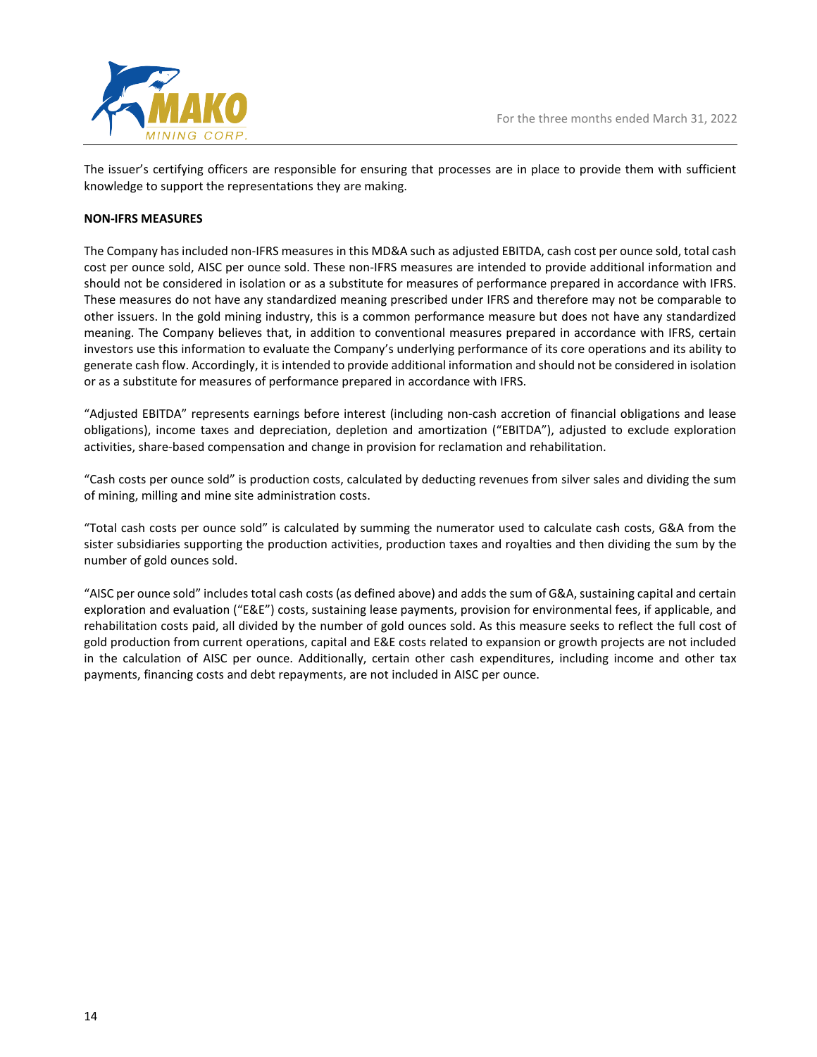The issuer's certifying officers are responsible for ensuring that processes are in place to provide them with sufficient knowledge to support the representations they are making.

**NON-IFRS MEASURES**

The Company has included non-IFRS measures in this MD&A such as adjusted EBITDA, cash cost per ounce sold, total cash cost per ounce sold, AISC per ounce sold. These non-IFRS measures are intended to provide additional information and should not be considered in isolation or as a substitute for measures of performance prepared in accordance with IFRS. These measures do not have any standardized meaning prescribed under IFRS and therefore may not be comparable to other issuers. In the gold mining industry, this is a common performance measure but does not have any standardized meaning. The Company believes that, in addition to conventional measures prepared in accordance with IFRS, certain investors use this information to evaluate the Company's underlying performance of its core operations and its ability to generate cash flow. Accordingly, it is intended to provide additional information and should not be considered in isolation or as a substitute for measures of performance prepared in accordance with IFRS.

"Adjusted EBITDA" represents earnings before interest (including non-cash accretion of financial obligations and lease obligations), income taxes and depreciation, depletion and amortization ("EBITDA"), adjusted to exclude exploration activities, share-based compensation and change in provision for reclamation and rehabilitation.

"Cash costs per ounce sold" is production costs, calculated by deducting revenues from silver sales and dividing the sum of mining, milling and mine site administration costs.

"Total cash costs per ounce sold" is calculated by summing the numerator used to calculate cash costs, G&A from the sister subsidiaries supporting the production activities, production taxes and royalties and then dividing the sum by the number of gold ounces sold.

"AISC per ounce sold" includes total cash costs (as defined above) and adds the sum of G&A, sustaining capital and certain exploration and evaluation ("E&E") costs, sustaining lease payments, provision for environmental fees, if applicable, and rehabilitation costs paid, all divided by the number of gold ounces sold. As this measure seeks to reflect the full cost of gold production from current operations, capital and E&E costs related to expansion or growth projects are not included in the calculation of AISC per ounce. Additionally, certain other cash expenditures, including income and other tax payments, financing costs and debt repayments, are not included in AISC per ounce.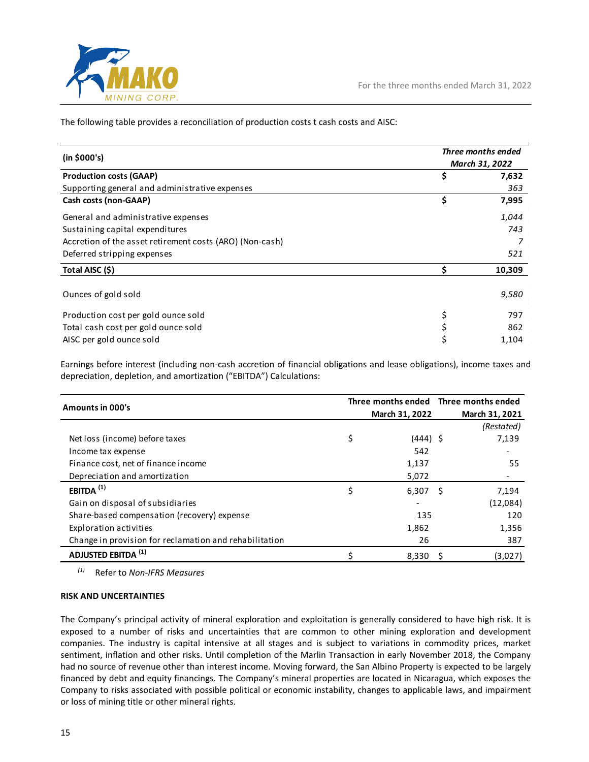The following table provides a reconciliation of production costs t cash costs and AISC:

| (in $000's) | Three months ended March 31, 2022 |
|---|---|
| **Production costs (GAAP)** | **$ 7,632** |
| Supporting general and administrative expenses | *363* |
| **Cash costs (non-GAAP)** | **$ 7,995** |
| General and administrative expenses | *1,044* |
| Sustaining capital expenditures | *743* |
| Accretion of the asset retirement costs (ARO) (Non-cash) | *7* |
| Deferred stripping expenses | *521* |
| **Total AISC ($)** | **$ 10,309** |
| Ounces of gold sold | *9,580* |
| Production cost per gold ounce sold | $ 797 |
| Total cash cost per gold ounce sold | $ 862 |
| AISC per gold ounce sold | $ 1,104 |

Earnings before interest (including non-cash accretion of financial obligations and lease obligations), income taxes and depreciation, depletion, and amortization ("EBITDA") Calculations:

| Amounts in 000's | Three months ended March 31, 2022 | Three months ended March 31, 2021 |
|---|---|---|
| | | *(Restated)* |
| Net loss (income) before taxes | $ (444) | $ 7,139 |
| Income tax expense | 542 | - |
| Finance cost, net of finance income | 1,137 | 55 |
| Depreciation and amortization | 5,072 | - |
| **EBITDA** [(1)] | $ 6,307 | $ 7,194 |
| Gain on disposal of subsidiaries | - | (12,084) |
| Share-based compensation (recovery) expense | 135 | 120 |
| Exploration activities | 1,862 | 1,356 |
| Change in provision for reclamation and rehabilitation | 26 | 387 |
| **ADJUSTED EBITDA** [(1)] | $ 8,330 | $ (3,027) |

*(1)* Refer to *Non-IFRS Measures*

**RISK AND UNCERTAINTIES**

The Company's principal activity of mineral exploration and exploitation is generally considered to have high risk. It is exposed to a number of risks and uncertainties that are common to other mining exploration and development companies. The industry is capital intensive at all stages and is subject to variations in commodity prices, market sentiment, inflation and other risks. Until completion of the Marlin Transaction in early November 2018, the Company had no source of revenue other than interest income. Moving forward, the San Albino Property is expected to be largely financed by debt and equity financings. The Company's mineral properties are located in Nicaragua, which exposes the Company to risks associated with possible political or economic instability, changes to applicable laws, and impairment or loss of mining title or other mineral rights.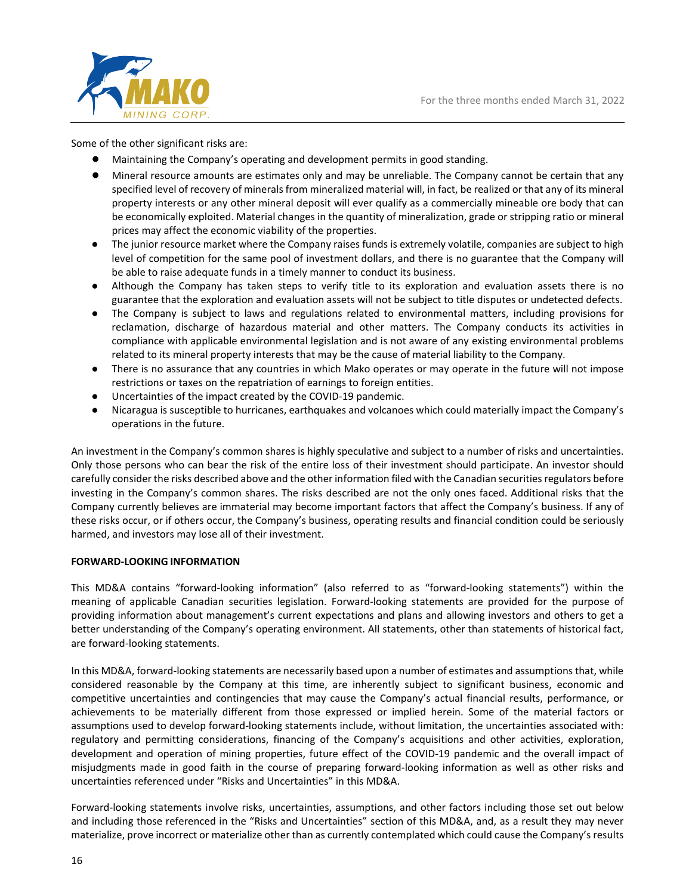Some of the other significant risks are:

- Maintaining the Company's operating and development permits in good standing.
- Mineral resource amounts are estimates only and may be unreliable. The Company cannot be certain that any specified level of recovery of minerals from mineralized material will, in fact, be realized or that any of its mineral property interests or any other mineral deposit will ever qualify as a commercially mineable ore body that can be economically exploited. Material changes in the quantity of mineralization, grade or stripping ratio or mineral prices may affect the economic viability of the properties.
- The junior resource market where the Company raises funds is extremely volatile, companies are subject to high level of competition for the same pool of investment dollars, and there is no guarantee that the Company will be able to raise adequate funds in a timely manner to conduct its business.
- Although the Company has taken steps to verify title to its exploration and evaluation assets there is no guarantee that the exploration and evaluation assets will not be subject to title disputes or undetected defects.
- The Company is subject to laws and regulations related to environmental matters, including provisions for reclamation, discharge of hazardous material and other matters. The Company conducts its activities in compliance with applicable environmental legislation and is not aware of any existing environmental problems related to its mineral property interests that may be the cause of material liability to the Company.
- There is no assurance that any countries in which Mako operates or may operate in the future will not impose restrictions or taxes on the repatriation of earnings to foreign entities.
- Uncertainties of the impact created by the COVID-19 pandemic.
- Nicaragua is susceptible to hurricanes, earthquakes and volcanoes which could materially impact the Company's operations in the future.

An investment in the Company's common shares is highly speculative and subject to a number of risks and uncertainties. Only those persons who can bear the risk of the entire loss of their investment should participate. An investor should carefully consider the risks described above and the other information filed with the Canadian securities regulators before investing in the Company's common shares. The risks described are not the only ones faced. Additional risks that the Company currently believes are immaterial may become important factors that affect the Company's business. If any of these risks occur, or if others occur, the Company's business, operating results and financial condition could be seriously harmed, and investors may lose all of their investment.

**FORWARD-LOOKING INFORMATION**

This MD&A contains "forward-looking information" (also referred to as "forward-looking statements") within the meaning of applicable Canadian securities legislation. Forward-looking statements are provided for the purpose of providing information about management's current expectations and plans and allowing investors and others to get a better understanding of the Company's operating environment. All statements, other than statements of historical fact, are forward-looking statements.

In this MD&A, forward-looking statements are necessarily based upon a number of estimates and assumptions that, while considered reasonable by the Company at this time, are inherently subject to significant business, economic and competitive uncertainties and contingencies that may cause the Company's actual financial results, performance, or achievements to be materially different from those expressed or implied herein. Some of the material factors or assumptions used to develop forward-looking statements include, without limitation, the uncertainties associated with: regulatory and permitting considerations, financing of the Company's acquisitions and other activities, exploration, development and operation of mining properties, future effect of the COVID-19 pandemic and the overall impact of misjudgments made in good faith in the course of preparing forward-looking information as well as other risks and uncertainties referenced under "Risks and Uncertainties" in this MD&A.

Forward-looking statements involve risks, uncertainties, assumptions, and other factors including those set out below and including those referenced in the "Risks and Uncertainties" section of this MD&A, and, as a result they may never materialize, prove incorrect or materialize other than as currently contemplated which could cause the Company's results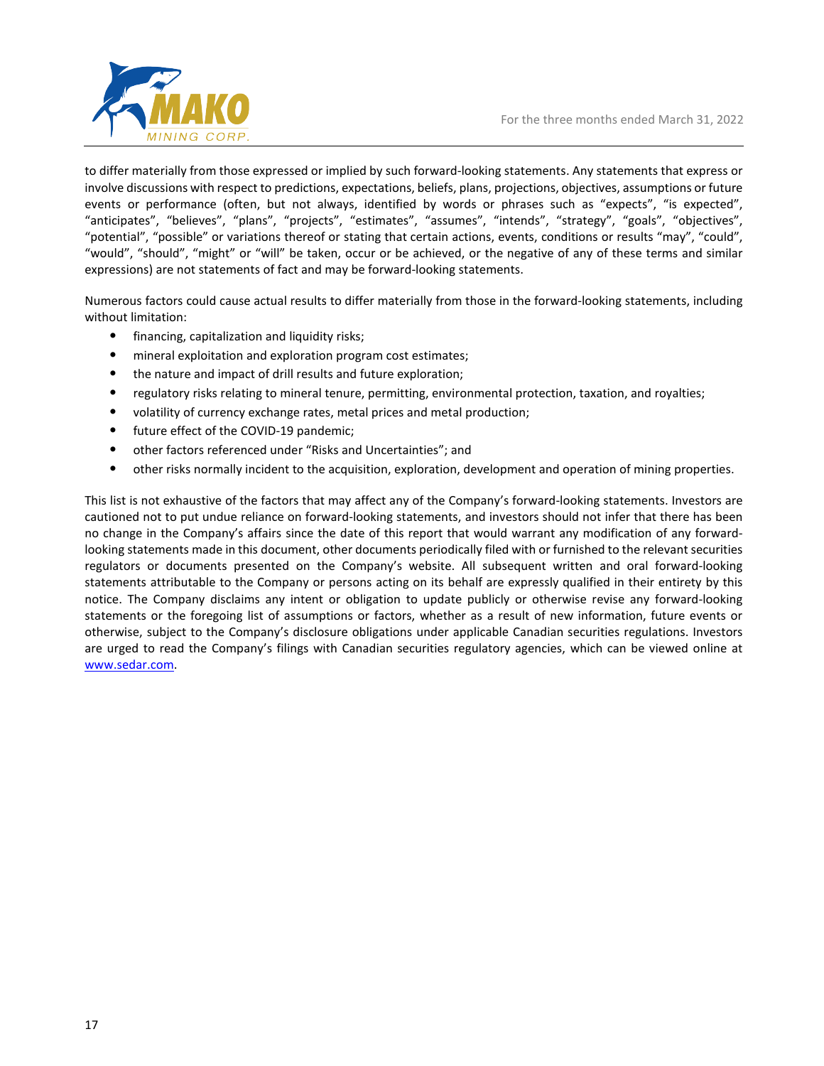to differ materially from those expressed or implied by such forward-looking statements. Any statements that express or involve discussions with respect to predictions, expectations, beliefs, plans, projections, objectives, assumptions or future events or performance (often, but not always, identified by words or phrases such as "expects", "is expected", "anticipates", "believes", "plans", "projects", "estimates", "assumes", "intends", "strategy", "goals", "objectives", "potential", "possible" or variations thereof or stating that certain actions, events, conditions or results "may", "could", "would", "should", "might" or "will" be taken, occur or be achieved, or the negative of any of these terms and similar expressions) are not statements of fact and may be forward-looking statements.

Numerous factors could cause actual results to differ materially from those in the forward-looking statements, including without limitation:

- financing, capitalization and liquidity risks;
- mineral exploitation and exploration program cost estimates;
- the nature and impact of drill results and future exploration;
- regulatory risks relating to mineral tenure, permitting, environmental protection, taxation, and royalties;
- volatility of currency exchange rates, metal prices and metal production;
- future effect of the COVID-19 pandemic;
- other factors referenced under "Risks and Uncertainties"; and
- other risks normally incident to the acquisition, exploration, development and operation of mining properties.

This list is not exhaustive of the factors that may affect any of the Company's forward-looking statements. Investors are cautioned not to put undue reliance on forward-looking statements, and investors should not infer that there has been no change in the Company's affairs since the date of this report that would warrant any modification of any forward-looking statements made in this document, other documents periodically filed with or furnished to the relevant securities regulators or documents presented on the Company's website. All subsequent written and oral forward-looking statements attributable to the Company or persons acting on its behalf are expressly qualified in their entirety by this notice. The Company disclaims any intent or obligation to update publicly or otherwise revise any forward-looking statements or the foregoing list of assumptions or factors, whether as a result of new information, future events or otherwise, subject to the Company's disclosure obligations under applicable Canadian securities regulations. Investors are urged to read the Company's filings with Canadian securities regulatory agencies, which can be viewed online at www.sedar.com.